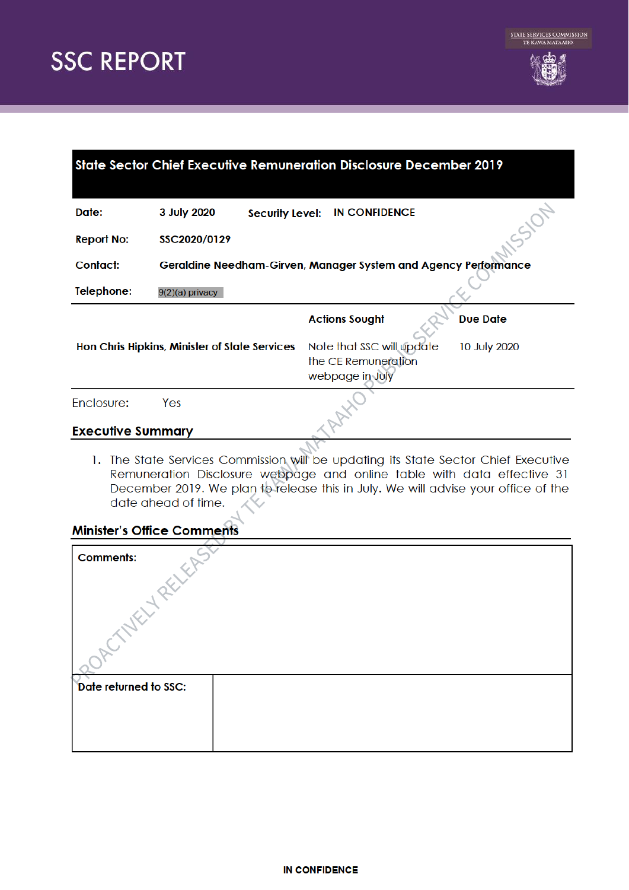# SSC REPORT

STATE SERVICES COMMISSION
TE KAWA MATAAHO

## State Sector Chief Executive Remuneration Disclosure December 2019

| | | | |
|---|---|---|---|
| **Date:** | **3 July 2020** | **Security Level:** | **IN CONFIDENCE** |
| **Report No:** | **SSC2020/0129** | | |
| **Contact:** | **Geraldine Needham-Girven, Manager System and Agency Performance** | | |
| **Telephone:** | 9(2)(a) privacy | | |

| | Actions Sought | Due Date |
|---|---|---|
| **Hon Chris Hipkins, Minister of State Services** | Note that SSC will update the CE Remuneration webpage in July | 10 July 2020 |

Enclosure: Yes

## Executive Summary

1. The State Services Commission will be updating its State Sector Chief Executive Remuneration Disclosure webpage and online table with data effective 31 December 2019. We plan to release this in July. We will advise your office of the date ahead of time.

## Minister's Office Comments

| | |
|---|---|
| **Comments:** | |
| **Date returned to SSC:** | |

PROACTIVELY RELEASED BY TE KAWA MATAAHO PUBLIC SERVICE COMMISSION

IN CONFIDENCE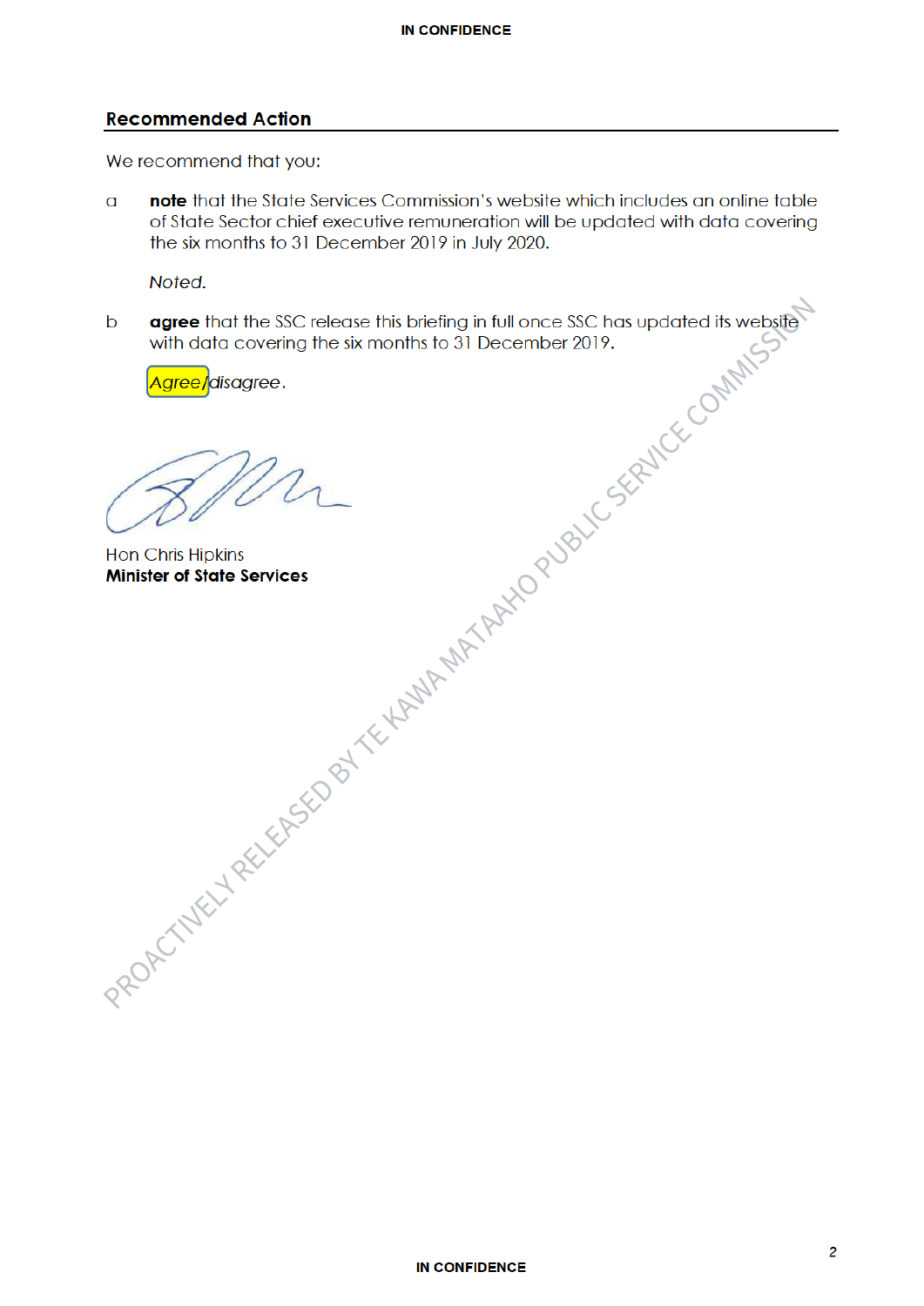## Recommended Action

We recommend that you:

a **note** that the State Services Commission's website which includes an online table of State Sector chief executive remuneration will be updated with data covering the six months to 31 December 2019 in July 2020.

*Noted.*

b **agree** that the SSC release this briefing in full once SSC has updated its website with data covering the six months to 31 December 2019.

*Agree/disagree.*

Hon Chris Hipkins
**Minister of State Services**

PROACTIVELY RELEASED BY TE KAWA MATAAHO PUBLIC SERVICE COMMISSION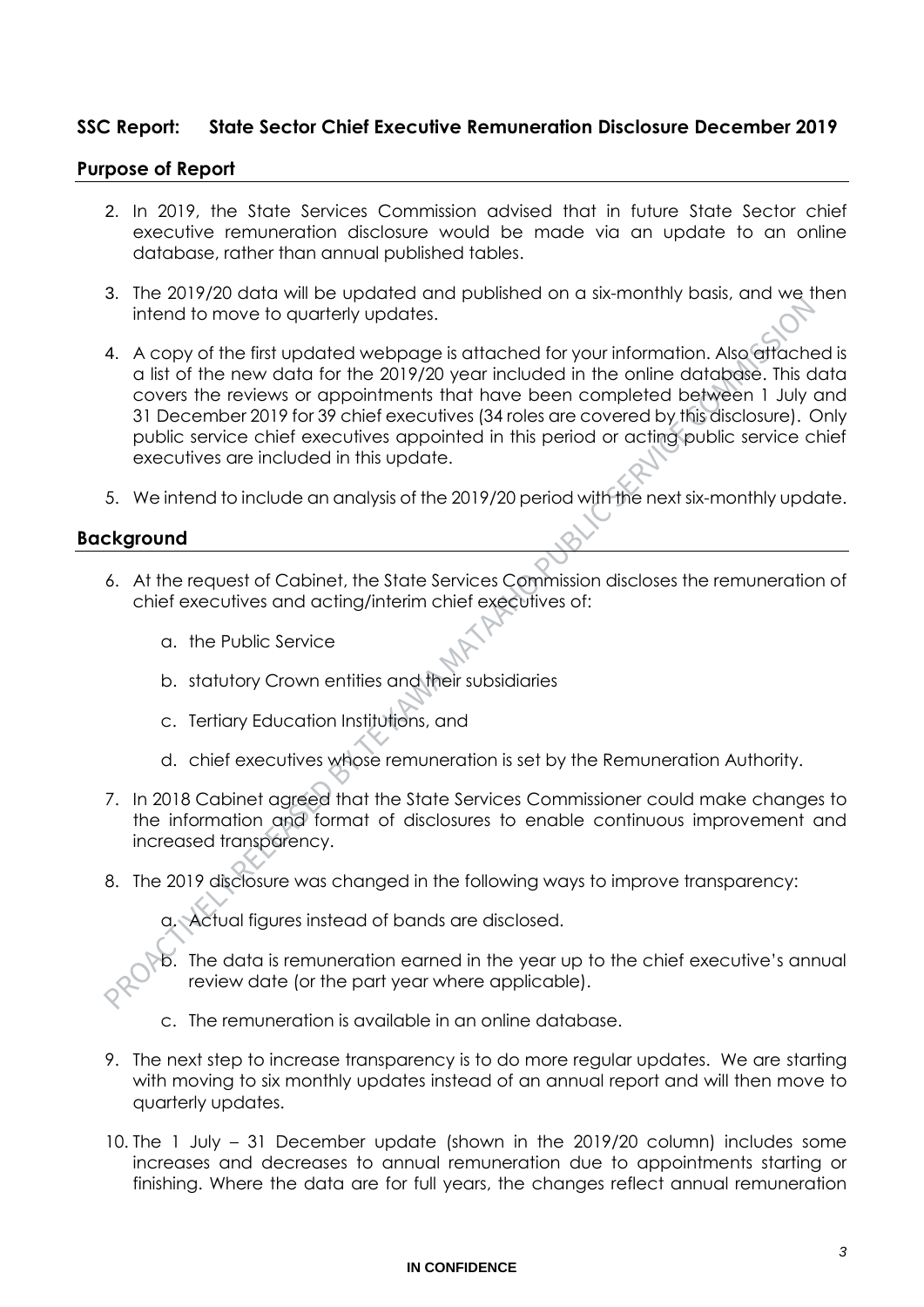## SSC Report: State Sector Chief Executive Remuneration Disclosure December 2019

### Purpose of Report

2. In 2019, the State Services Commission advised that in future State Sector chief executive remuneration disclosure would be made via an update to an online database, rather than annual published tables.

3. The 2019/20 data will be updated and published on a six-monthly basis, and we then intend to move to quarterly updates.

4. A copy of the first updated webpage is attached for your information. Also attached is a list of the new data for the 2019/20 year included in the online database. This data covers the reviews or appointments that have been completed between 1 July and 31 December 2019 for 39 chief executives (34 roles are covered by this disclosure). Only public service chief executives appointed in this period or acting public service chief executives are included in this update.

5. We intend to include an analysis of the 2019/20 period with the next six-monthly update.

### Background

6. At the request of Cabinet, the State Services Commission discloses the remuneration of chief executives and acting/interim chief executives of:

    a. the Public Service

    b. statutory Crown entities and their subsidiaries

    c. Tertiary Education Institutions, and

    d. chief executives whose remuneration is set by the Remuneration Authority.

7. In 2018 Cabinet agreed that the State Services Commissioner could make changes to the information and format of disclosures to enable continuous improvement and increased transparency.

8. The 2019 disclosure was changed in the following ways to improve transparency:

    a. Actual figures instead of bands are disclosed.

    b. The data is remuneration earned in the year up to the chief executive's annual review date (or the part year where applicable).

    c. The remuneration is available in an online database.

9. The next step to increase transparency is to do more regular updates. We are starting with moving to six monthly updates instead of an annual report and will then move to quarterly updates.

10. The 1 July – 31 December update (shown in the 2019/20 column) includes some increases and decreases to annual remuneration due to appointments starting or finishing. Where the data are for full years, the changes reflect annual remuneration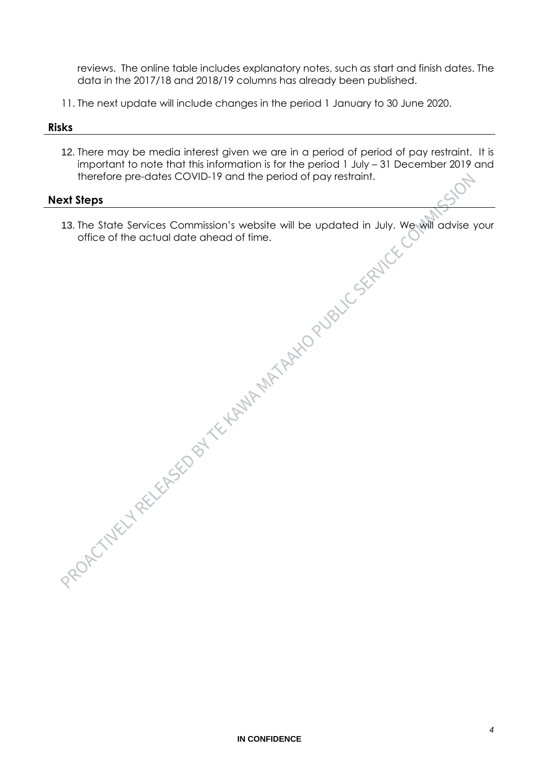reviews. The online table includes explanatory notes, such as start and finish dates. The data in the 2017/18 and 2018/19 columns has already been published.

11. The next update will include changes in the period 1 January to 30 June 2020.

## Risks

12. There may be media interest given we are in a period of period of pay restraint. It is important to note that this information is for the period 1 July – 31 December 2019 and therefore pre-dates COVID-19 and the period of pay restraint.

## Next Steps

13. The State Services Commission's website will be updated in July. We will advise your office of the actual date ahead of time.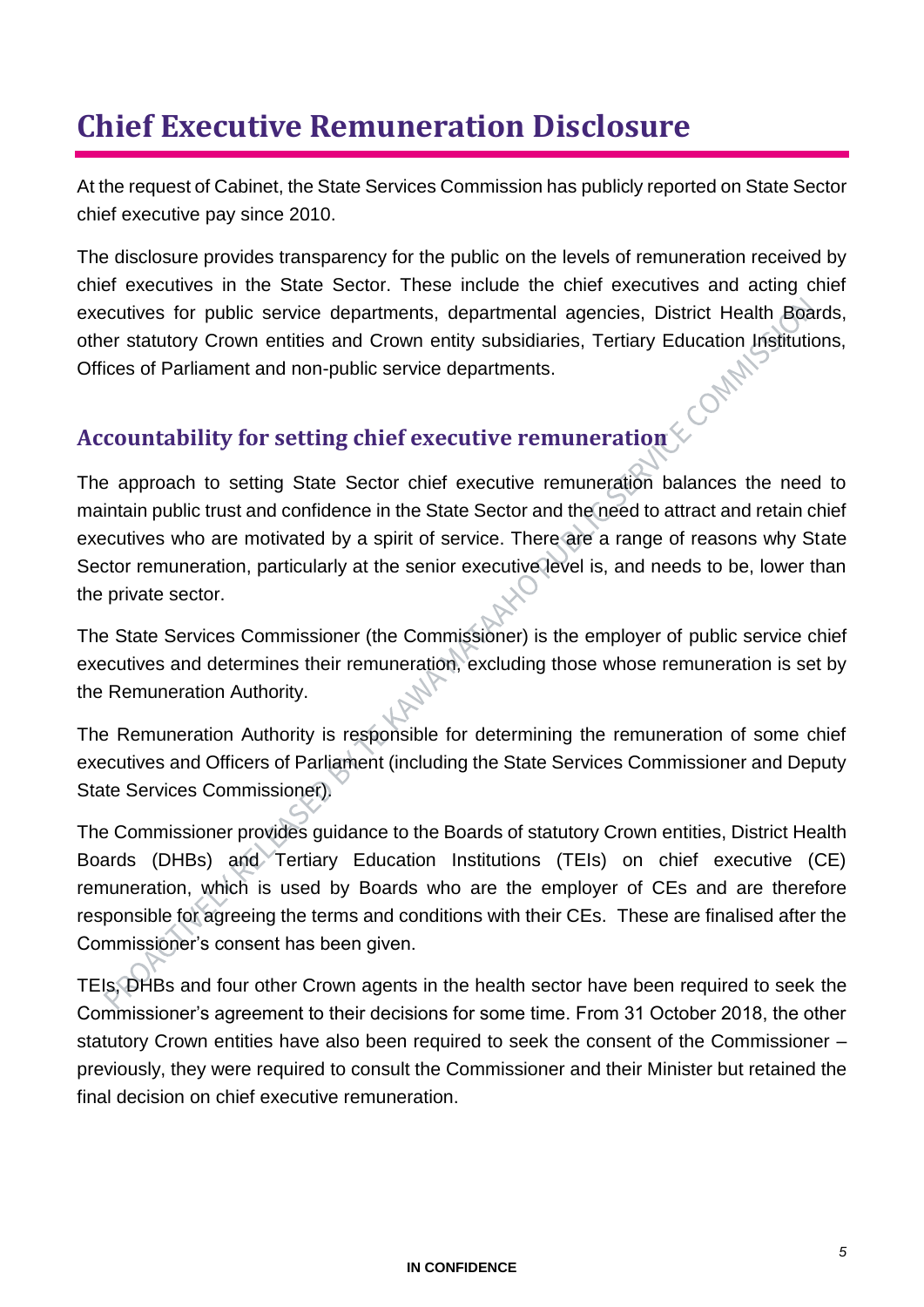# Chief Executive Remuneration Disclosure

At the request of Cabinet, the State Services Commission has publicly reported on State Sector chief executive pay since 2010.

The disclosure provides transparency for the public on the levels of remuneration received by chief executives in the State Sector. These include the chief executives and acting chief executives for public service departments, departmental agencies, District Health Boards, other statutory Crown entities and Crown entity subsidiaries, Tertiary Education Institutions, Offices of Parliament and non-public service departments.

## Accountability for setting chief executive remuneration

The approach to setting State Sector chief executive remuneration balances the need to maintain public trust and confidence in the State Sector and the need to attract and retain chief executives who are motivated by a spirit of service. There are a range of reasons why State Sector remuneration, particularly at the senior executive level is, and needs to be, lower than the private sector.

The State Services Commissioner (the Commissioner) is the employer of public service chief executives and determines their remuneration, excluding those whose remuneration is set by the Remuneration Authority.

The Remuneration Authority is responsible for determining the remuneration of some chief executives and Officers of Parliament (including the State Services Commissioner and Deputy State Services Commissioner).

The Commissioner provides guidance to the Boards of statutory Crown entities, District Health Boards (DHBs) and Tertiary Education Institutions (TEIs) on chief executive (CE) remuneration, which is used by Boards who are the employer of CEs and are therefore responsible for agreeing the terms and conditions with their CEs. These are finalised after the Commissioner's consent has been given.

TEIs, DHBs and four other Crown agents in the health sector have been required to seek the Commissioner's agreement to their decisions for some time. From 31 October 2018, the other statutory Crown entities have also been required to seek the consent of the Commissioner – previously, they were required to consult the Commissioner and their Minister but retained the final decision on chief executive remuneration.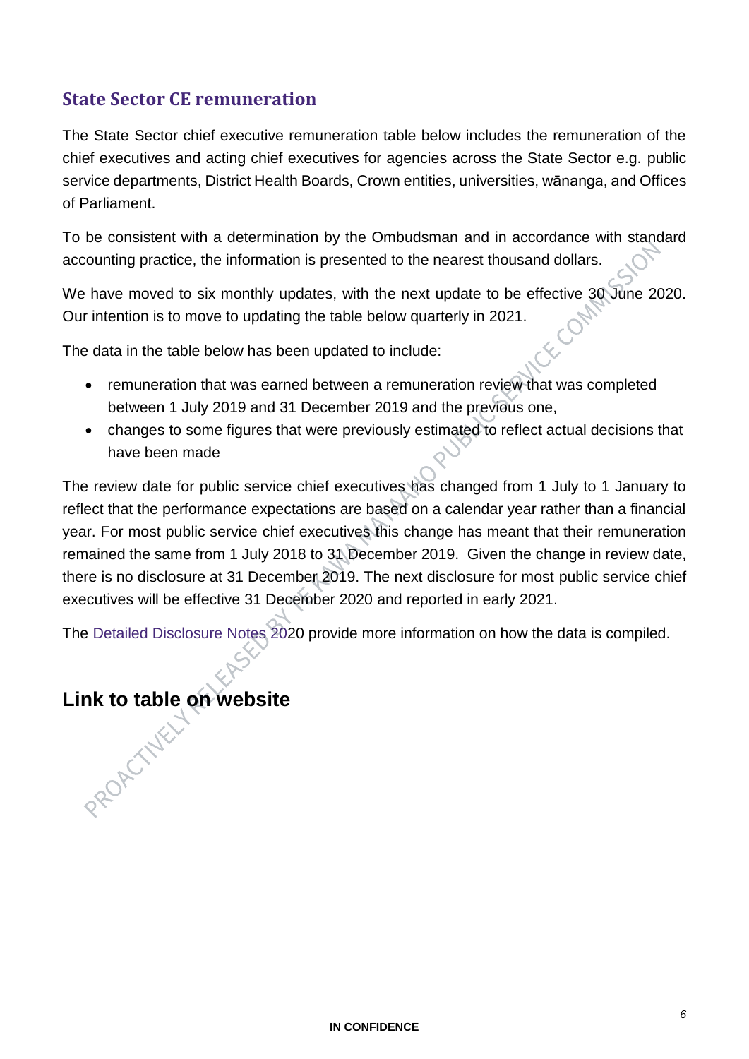## State Sector CE remuneration

The State Sector chief executive remuneration table below includes the remuneration of the chief executives and acting chief executives for agencies across the State Sector e.g. public service departments, District Health Boards, Crown entities, universities, wānanga, and Offices of Parliament.

To be consistent with a determination by the Ombudsman and in accordance with standard accounting practice, the information is presented to the nearest thousand dollars.

We have moved to six monthly updates, with the next update to be effective 30 June 2020. Our intention is to move to updating the table below quarterly in 2021.

The data in the table below has been updated to include:

- remuneration that was earned between a remuneration review that was completed between 1 July 2019 and 31 December 2019 and the previous one,
- changes to some figures that were previously estimated to reflect actual decisions that have been made

The review date for public service chief executives has changed from 1 July to 1 January to reflect that the performance expectations are based on a calendar year rather than a financial year. For most public service chief executives this change has meant that their remuneration remained the same from 1 July 2018 to 31 December 2019. Given the change in review date, there is no disclosure at 31 December 2019. The next disclosure for most public service chief executives will be effective 31 December 2020 and reported in early 2021.

The Detailed Disclosure Notes 2020 provide more information on how the data is compiled.

# Link to table on website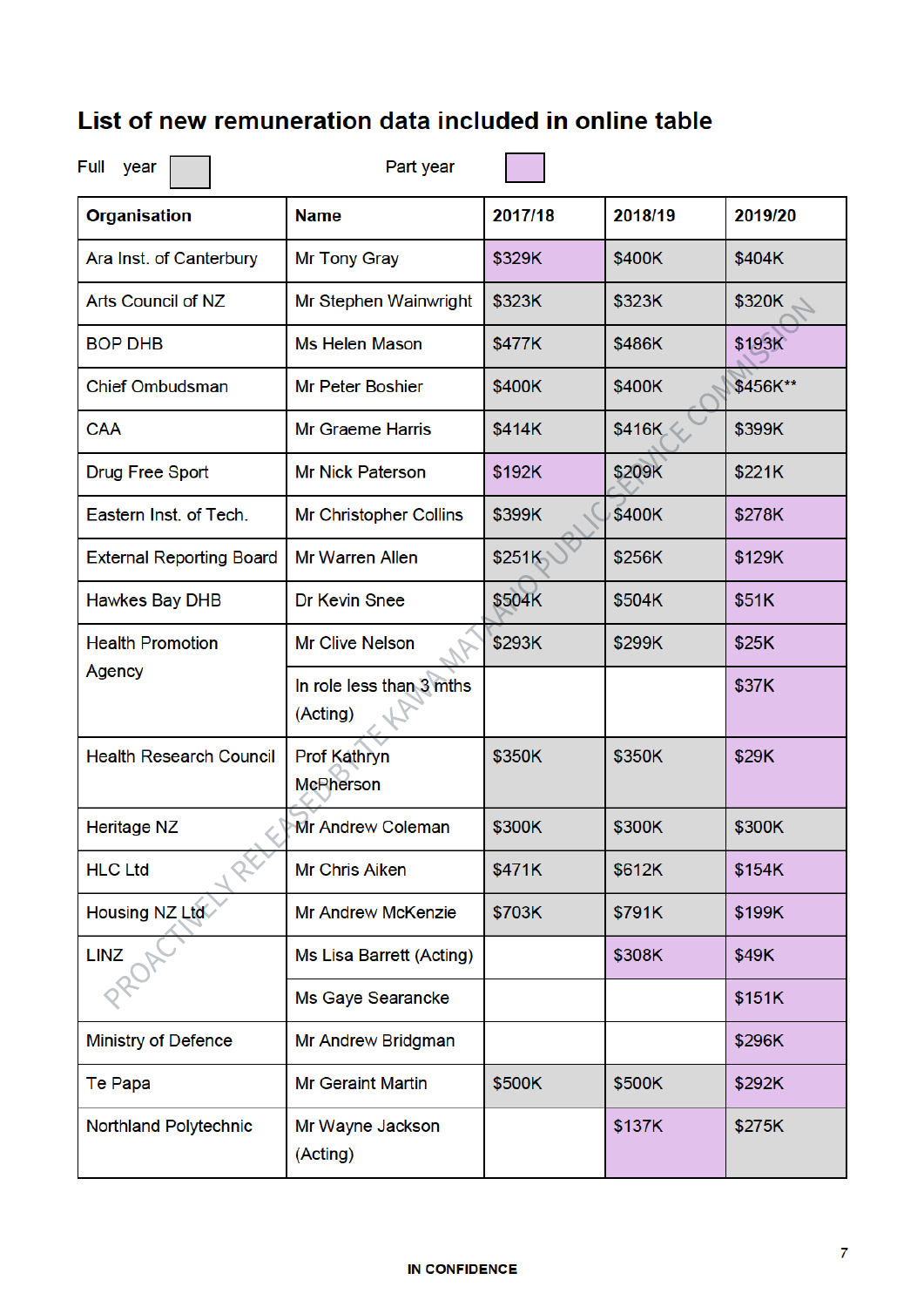## List of new remuneration data included in online table

Full year ☐ Part year ☐

| Organisation | Name | 2017/18 | 2018/19 | 2019/20 |
|---|---|---|---|---|
| Ara Inst. of Canterbury | Mr Tony Gray | $329K | $400K | $404K |
| Arts Council of NZ | Mr Stephen Wainwright | $323K | $323K | $320K |
| BOP DHB | Ms Helen Mason | $477K | $486K | $193K |
| Chief Ombudsman | Mr Peter Boshier | $400K | $400K | $456K** |
| CAA | Mr Graeme Harris | $414K | $416K | $399K |
| Drug Free Sport | Mr Nick Paterson | $192K | $209K | $221K |
| Eastern Inst. of Tech. | Mr Christopher Collins | $399K | $400K | $278K |
| External Reporting Board | Mr Warren Allen | $251K | $256K | $129K |
| Hawkes Bay DHB | Dr Kevin Snee | $504K | $504K | $51K |
| Health Promotion Agency | Mr Clive Nelson | $293K | $299K | $25K |
| | In role less than 3 mths (Acting) | | | $37K |
| Health Research Council | Prof Kathryn McPherson | $350K | $350K | $29K |
| Heritage NZ | Mr Andrew Coleman | $300K | $300K | $300K |
| HLC Ltd | Mr Chris Aiken | $471K | $612K | $154K |
| Housing NZ Ltd | Mr Andrew McKenzie | $703K | $791K | $199K |
| LINZ | Ms Lisa Barrett (Acting) | | $308K | $49K |
| | Ms Gaye Searancke | | | $151K |
| Ministry of Defence | Mr Andrew Bridgman | | | $296K |
| Te Papa | Mr Geraint Martin | $500K | $500K | $292K |
| Northland Polytechnic | Mr Wayne Jackson (Acting) | | $137K | $275K |

IN CONFIDENCE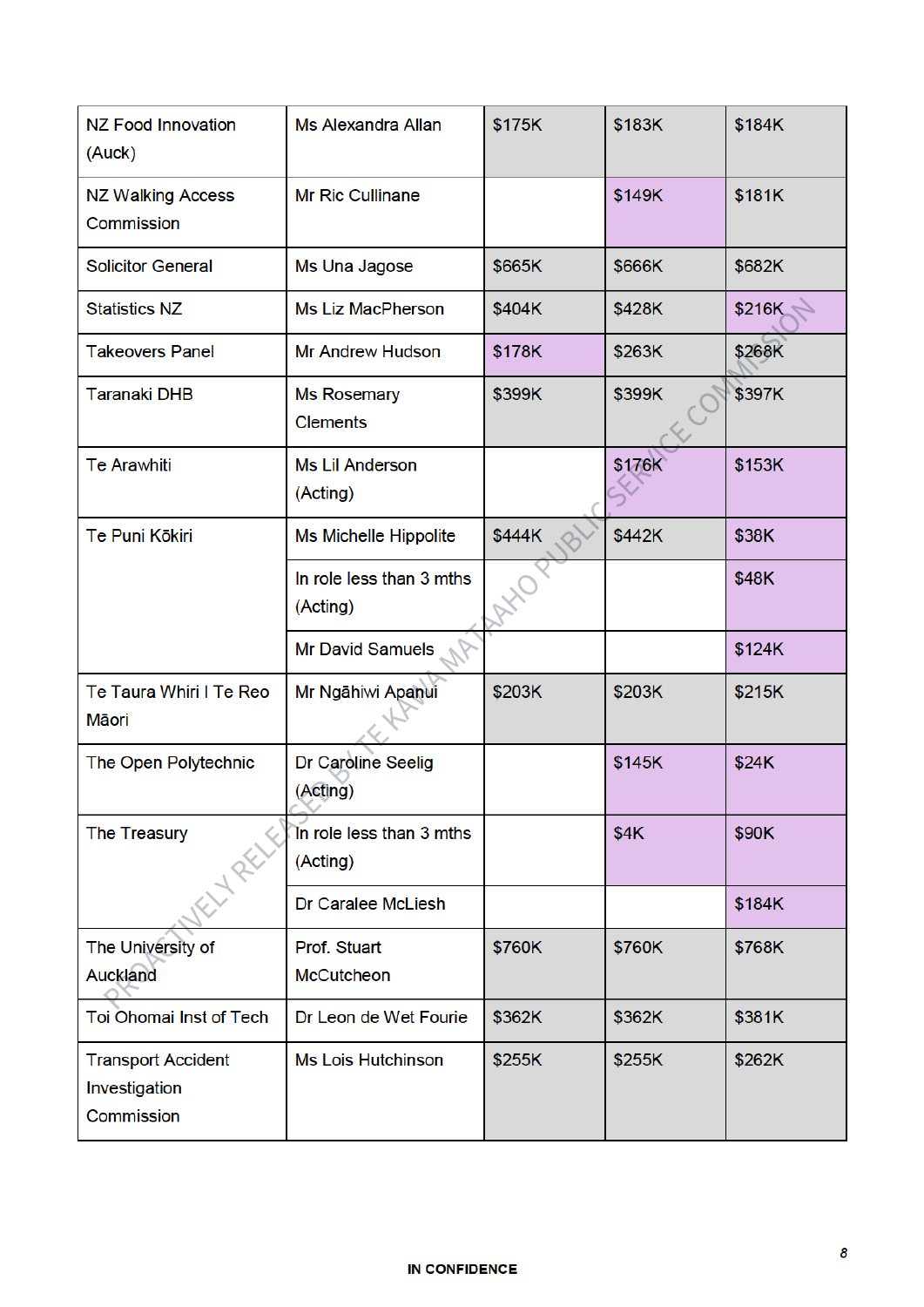| | | | | |
|---|---|---|---|---|
| NZ Food Innovation (Auck) | Ms Alexandra Allan | $175K | $183K | $184K |
| NZ Walking Access Commission | Mr Ric Cullinane | | $149K | $181K |
| Solicitor General | Ms Una Jagose | $665K | $666K | $682K |
| Statistics NZ | Ms Liz MacPherson | $404K | $428K | $216K |
| Takeovers Panel | Mr Andrew Hudson | $178K | $263K | $268K |
| Taranaki DHB | Ms Rosemary Clements | $399K | $399K | $397K |
| Te Arawhiti | Ms Lil Anderson (Acting) | | $176K | $153K |
| Te Puni Kōkiri | Ms Michelle Hippolite | $444K | $442K | $38K |
| | In role less than 3 mths (Acting) | | | $48K |
| | Mr David Samuels | | | $124K |
| Te Taura Whiri I Te Reo Māori | Mr Ngāhiwi Apanui | $203K | $203K | $215K |
| The Open Polytechnic | Dr Caroline Seelig (Acting) | | $145K | $24K |
| The Treasury | In role less than 3 mths (Acting) | | $4K | $90K |
| | Dr Caralee McLiesh | | | $184K |
| The University of Auckland | Prof. Stuart McCutcheon | $760K | $760K | $768K |
| Toi Ohomai Inst of Tech | Dr Leon de Wet Fourie | $362K | $362K | $381K |
| Transport Accident Investigation Commission | Ms Lois Hutchinson | $255K | $255K | $262K |

IN CONFIDENCE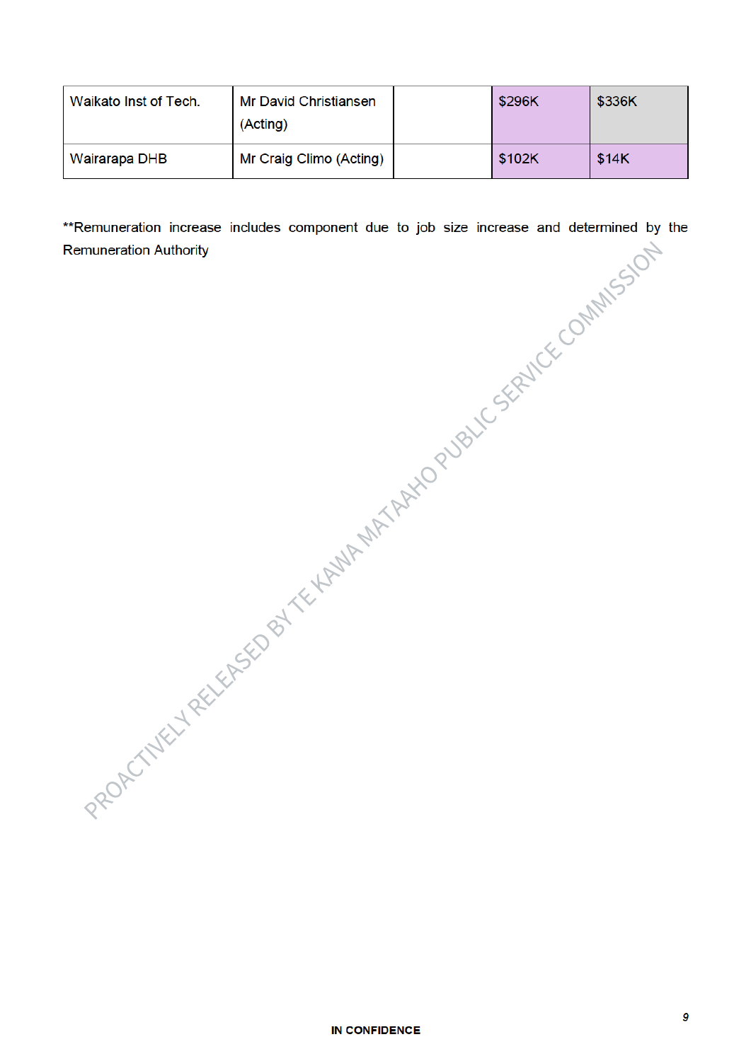| | | | | |
|---|---|---|---|---|
| Waikato Inst of Tech. | Mr David Christiansen (Acting) | | $296K | $336K |
| Wairarapa DHB | Mr Craig Climo (Acting) | | $102K | $14K |

**Remuneration increase includes component due to job size increase and determined by the Remuneration Authority

PROACTIVELY RELEASED BY TE KAWA MATAAHO PUBLIC SERVICE COMMISSION

IN CONFIDENCE